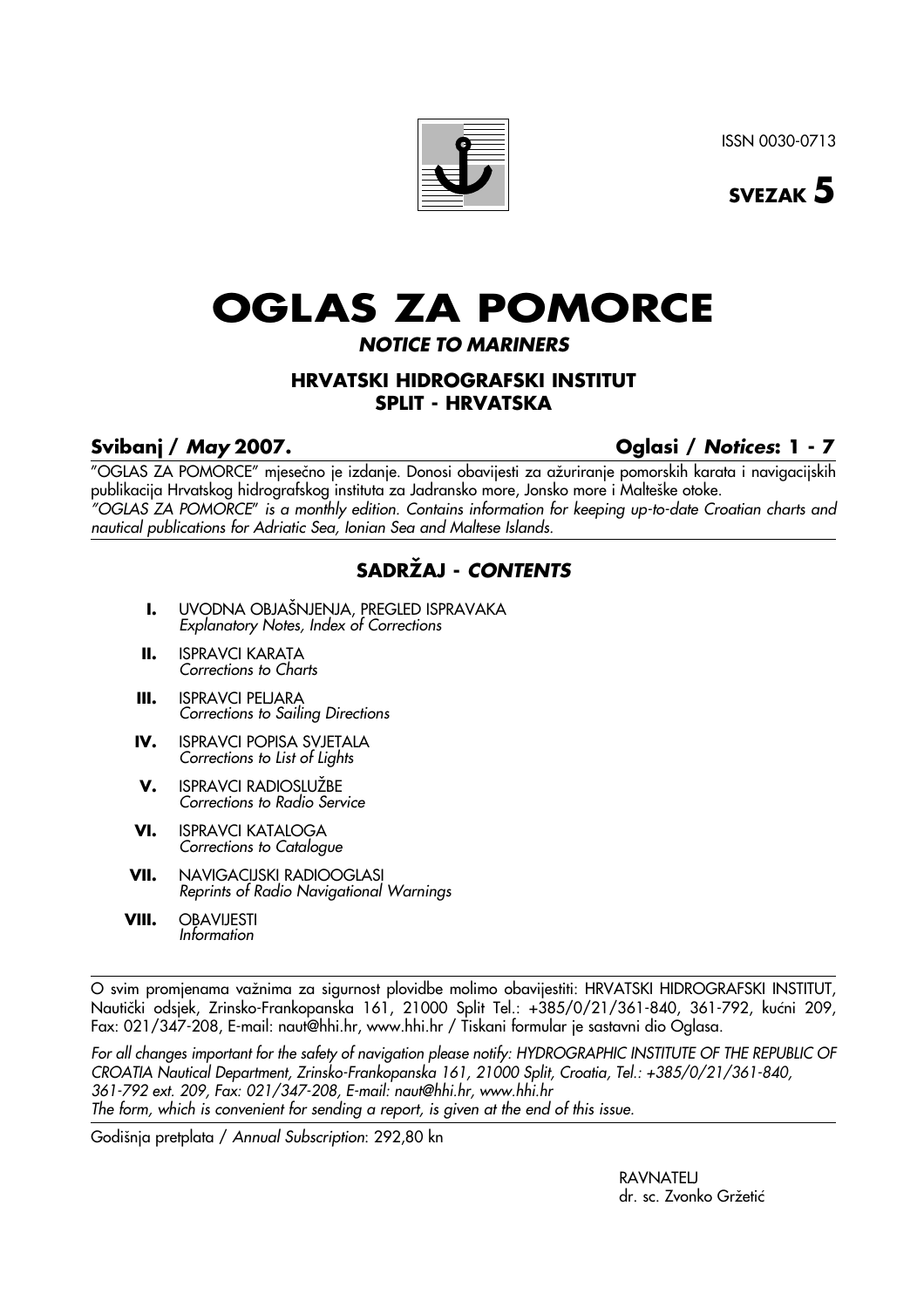ISSN 0030-0713

**SVEZAK 5**

# OGLAS ZA POMORCE

## *NOTICE TO MARINERS*

### HRVATSKI HIDROGRAFSKI INSTITUT
### SPLIT - HRVATSKA

**Svibanj / *May* 2007.** **Oglasi / *Notices*: 1 - 7**

"OGLAS ZA POMORCE" mjesečno je izdanje. Donosi obavijesti za ažuriranje pomorskih karata i navigacijskih publikacija Hrvatskog hidrografskog instituta za Jadransko more, Jonsko more i Malteške otoke.
*"OGLAS ZA POMORCE" is a monthly edition. Contains information for keeping up-to-date Croatian charts and nautical publications for Adriatic Sea, Ionian Sea and Maltese Islands.*

## SADRŽAJ - *CONTENTS*

- **I.** UVODNA OBJAŠNJENJA, PREGLED ISPRAVAKA
  *Explanatory Notes, Index of Corrections*
- **II.** ISPRAVCI KARATA
  *Corrections to Charts*
- **III.** ISPRAVCI PELJARA
  *Corrections to Sailing Directions*
- **IV.** ISPRAVCI POPISA SVJETALA
  *Corrections to List of Lights*
- **V.** ISPRAVCI RADIOSLUŽBE
  *Corrections to Radio Service*
- **VI.** ISPRAVCI KATALOGA
  *Corrections to Catalogue*
- **VII.** NAVIGACIJSKI RADIOOGLASI
  *Reprints of Radio Navigational Warnings*
- **VIII.** OBAVIJESTI
  *Information*

O svim promjenama važnima za sigurnost plovidbe molimo obavijestiti: HRVATSKI HIDROGRAFSKI INSTITUT, Nautički odsjek, Zrinsko-Frankopanska 161, 21000 Split Tel.: +385/0/21/361-840, 361-792, kućni 209, Fax: 021/347-208, E-mail: naut@hhi.hr, www.hhi.hr / Tiskani formular je sastavni dio Oglasa.

*For all changes important for the safety of navigation please notify: HYDROGRAPHIC INSTITUTE OF THE REPUBLIC OF CROATIA Nautical Department, Zrinsko-Frankopanska 161, 21000 Split, Croatia, Tel.: +385/0/21/361-840, 361-792 ext. 209, Fax: 021/347-208, E-mail: naut@hhi.hr, www.hhi.hr*
*The form, which is convenient for sending a report, is given at the end of this issue.*

Godišnja pretplata / *Annual Subscription*: 292,80 kn

RAVNATELJ
dr. sc. Zvonko Gržetić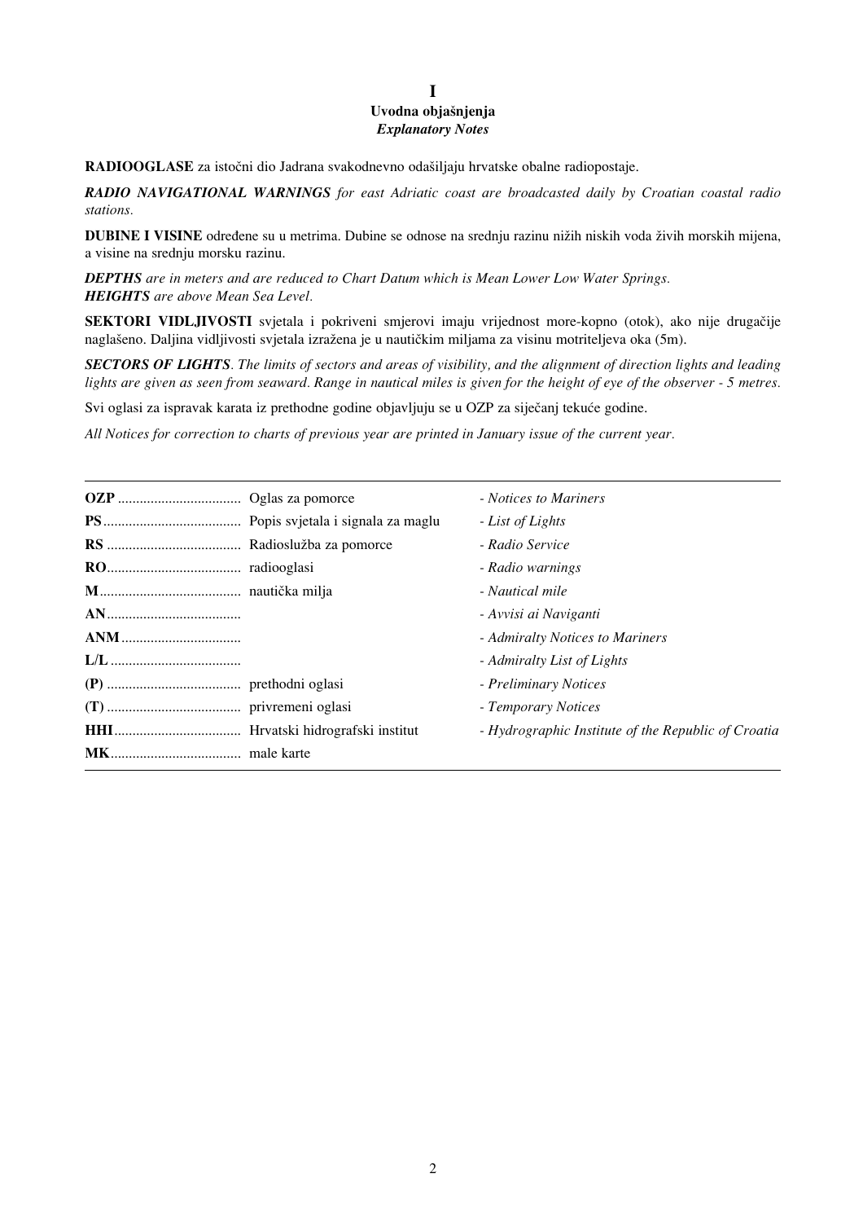# I
## Uvodna objašnjenja
### *Explanatory Notes*

**RADIOOGLASE** za istočni dio Jadrana svakodnevno odašiljaju hrvatske obalne radiopostaje.

***RADIO NAVIGATIONAL WARNINGS*** *for east Adriatic coast are broadcasted daily by Croatian coastal radio stations.*

**DUBINE I VISINE** određene su u metrima. Dubine se odnose na srednju razinu nižih niskih voda živih morskih mijena, a visine na srednju morsku razinu.

***DEPTHS*** *are in meters and are reduced to Chart Datum which is Mean Lower Low Water Springs.*
***HEIGHTS*** *are above Mean Sea Level.*

**SEKTORI VIDLJIVOSTI** svjetala i pokriveni smjerovi imaju vrijednost more-kopno (otok), ako nije drugačije naglašeno. Daljina vidljivosti svjetala izražena je u nautičkim miljama za visinu motriteljeva oka (5m).

***SECTORS OF LIGHTS****. The limits of sectors and areas of visibility, and the alignment of direction lights and leading lights are given as seen from seaward. Range in nautical miles is given for the height of eye of the observer - 5 metres.*

Svi oglasi za ispravak karata iz prethodne godine objavljuju se u OZP za siječanj tekuće godine.

*All Notices for correction to charts of previous year are printed in January issue of the current year.*

| | | |
|---|---|---|
| **OZP** | Oglas za pomorce | *- Notices to Mariners* |
| **PS** | Popis svjetala i signala za maglu | *- List of Lights* |
| **RS** | Radioslužba za pomorce | *- Radio Service* |
| **RO** | radiooglasi | *- Radio warnings* |
| **M** | nautička milja | *- Nautical mile* |
| **AN** | | *- Avvisi ai Naviganti* |
| **ANM** | | *- Admiralty Notices to Mariners* |
| **L/L** | | *- Admiralty List of Lights* |
| **(P)** | prethodni oglasi | *- Preliminary Notices* |
| **(T)** | privremeni oglasi | *- Temporary Notices* |
| **HHI** | Hrvatski hidrografski institut | *- Hydrographic Institute of the Republic of Croatia* |
| **MK** | male karte | |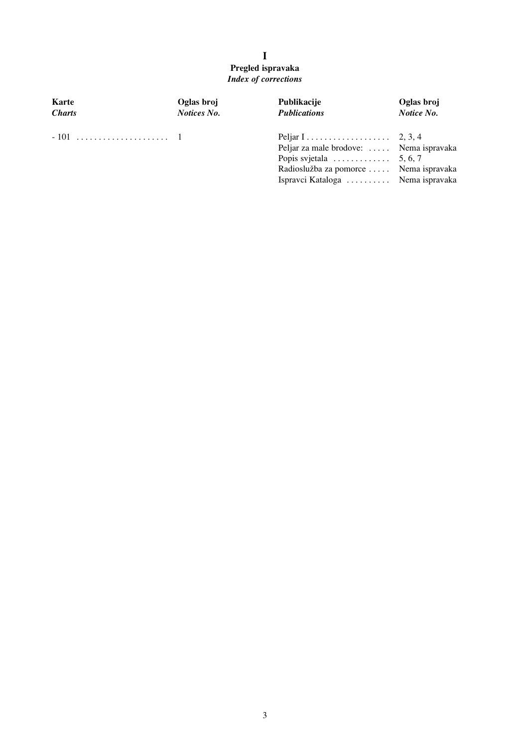# I

## Pregled ispravaka

*Index of corrections*

| **Karte** *Charts* | **Oglas broj** *Notices No.* | **Publikacije** *Publications* | **Oglas broj** *Notice No.* |
|---|---|---|---|
| - 101 | 1 | Peljar I | 2, 3, 4 |
| | | Peljar za male brodove: | Nema ispravaka |
| | | Popis svjetala | 5, 6, 7 |
| | | Radioslužba za pomorce | Nema ispravaka |
| | | Ispravci Kataloga | Nema ispravaka |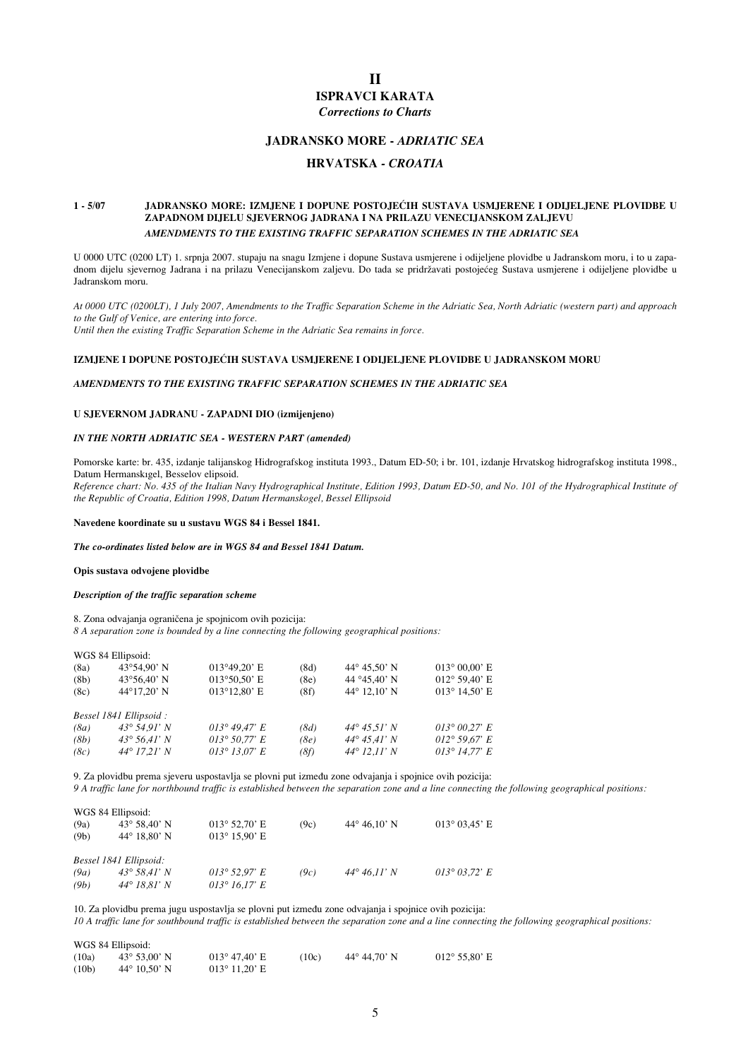# II

## ISPRAVCI KARATA

### *Corrections to Charts*

### JADRANSKO MORE - *ADRIATIC SEA*

### HRVATSKA - *CROATIA*

**1 - 5/07 JADRANSKO MORE: IZMJENE I DOPUNE POSTOJEĆIH SUSTAVA USMJERENE I ODIJELJENE PLOVIDBE U ZAPADNOM DIJELU SJEVERNOG JADRANA I NA PRILAZU VENECIJANSKOM ZALJEVU**
***AMENDMENTS TO THE EXISTING TRAFFIC SEPARATION SCHEMES IN THE ADRIATIC SEA***

U 0000 UTC (0200 LT) 1. srpnja 2007. stupaju na snagu Izmjene i dopune Sustava usmjerene i odijeljene plovidbe u Jadranskom moru, i to u zapadnom dijelu sjevernog Jadrana i na prilazu Venecijanskom zaljevu. Do tada se pridržavati postojećeg Sustava usmjerene i odijeljene plovidbe u Jadranskom moru.

*At 0000 UTC (0200LT), 1 July 2007, Amendments to the Traffic Separation Scheme in the Adriatic Sea, North Adriatic (western part) and approach to the Gulf of Venice, are entering into force.*
*Until then the existing Traffic Separation Scheme in the Adriatic Sea remains in force.*

**IZMJENE I DOPUNE POSTOJEĆIH SUSTAVA USMJERENE I ODIJELJENE PLOVIDBE U JADRANSKOM MORU**

***AMENDMENTS TO THE EXISTING TRAFFIC SEPARATION SCHEMES IN THE ADRIATIC SEA***

**U SJEVERNOM JADRANU - ZAPADNI DIO (izmijenjeno)**

***IN THE NORTH ADRIATIC SEA - WESTERN PART (amended)***

Pomorske karte: br. 435, izdanje talijanskog Hidrografskog instituta 1993., Datum ED-50; i br. 101, izdanje Hrvatskog hidrografskog instituta 1998., Datum Hermanskıgel, Besselov elipsoid.
*Reference chart: No. 435 of the Italian Navy Hydrographical Institute, Edition 1993, Datum ED-50, and No. 101 of the Hydrographical Institute of the Republic of Croatia, Edition 1998, Datum Hermanskogel, Bessel Ellipsoid*

**Navedene koordinate su u sustavu WGS 84 i Bessel 1841.**

***The co-ordinates listed below are in WGS 84 and Bessel 1841 Datum.***

**Opis sustava odvojene plovidbe**

***Description of the traffic separation scheme***

8. Zona odvajanja ograničena je spojnicom ovih pozicija:
*8 A separation zone is bounded by a line connecting the following geographical positions:*

WGS 84 Ellipsoid:

| | | | | | |
|---|---|---|---|---|---|
| (8a) | 43°54,90' N | 013°49,20' E | (8d) | 44° 45,50' N | 013° 00,00' E |
| (8b) | 43°56,40' N | 013°50,50' E | (8e) | 44 °45,40' N | 012° 59,40' E |
| (8c) | 44°17,20' N | 013°12,80' E | (8f) | 44° 12,10' N | 013° 14,50' E |

*Bessel 1841 Ellipsoid :*

| | | | | | |
|---|---|---|---|---|---|
| *(8a)* | *43° 54,91' N* | *013° 49,47' E* | *(8d)* | *44° 45,51' N* | *013° 00,27' E* |
| *(8b)* | *43° 56,41' N* | *013° 50,77' E* | *(8e)* | *44° 45,41' N* | *012° 59,67' E* |
| *(8c)* | *44° 17,21' N* | *013° 13,07' E* | *(8f)* | *44° 12,11' N* | *013° 14,77' E* |

9. Za plovidbu prema sjeveru uspostavlja se plovni put između zone odvajanja i spojnice ovih pozicija:
*9 A traffic lane for northbound traffic is established between the separation zone and a line connecting the following geographical positions:*

WGS 84 Ellipsoid:

| | | | | | |
|---|---|---|---|---|---|
| (9a) | 43° 58,40' N | 013° 52,70' E | (9c) | 44° 46,10' N | 013° 03,45' E |
| (9b) | 44° 18,80' N | 013° 15,90' E | | | |

*Bessel 1841 Ellipsoid:*

| | | | | | |
|---|---|---|---|---|---|
| *(9a)* | *43° 58,41' N* | *013° 52,97' E* | *(9c)* | *44° 46,11' N* | *013° 03,72' E* |
| *(9b)* | *44° 18,81' N* | *013° 16,17' E* | | | |

10. Za plovidbu prema jugu uspostavlja se plovni put između zone odvajanja i spojnice ovih pozicija:
*10 A traffic lane for southbound traffic is established between the separation zone and a line connecting the following geographical positions:*

WGS 84 Ellipsoid:

| | | | | | |
|---|---|---|---|---|---|
| (10a) | 43° 53,00' N | 013° 47,40' E | (10c) | 44° 44,70' N | 012° 55,80' E |
| (10b) | 44° 10,50' N | 013° 11,20' E | | | |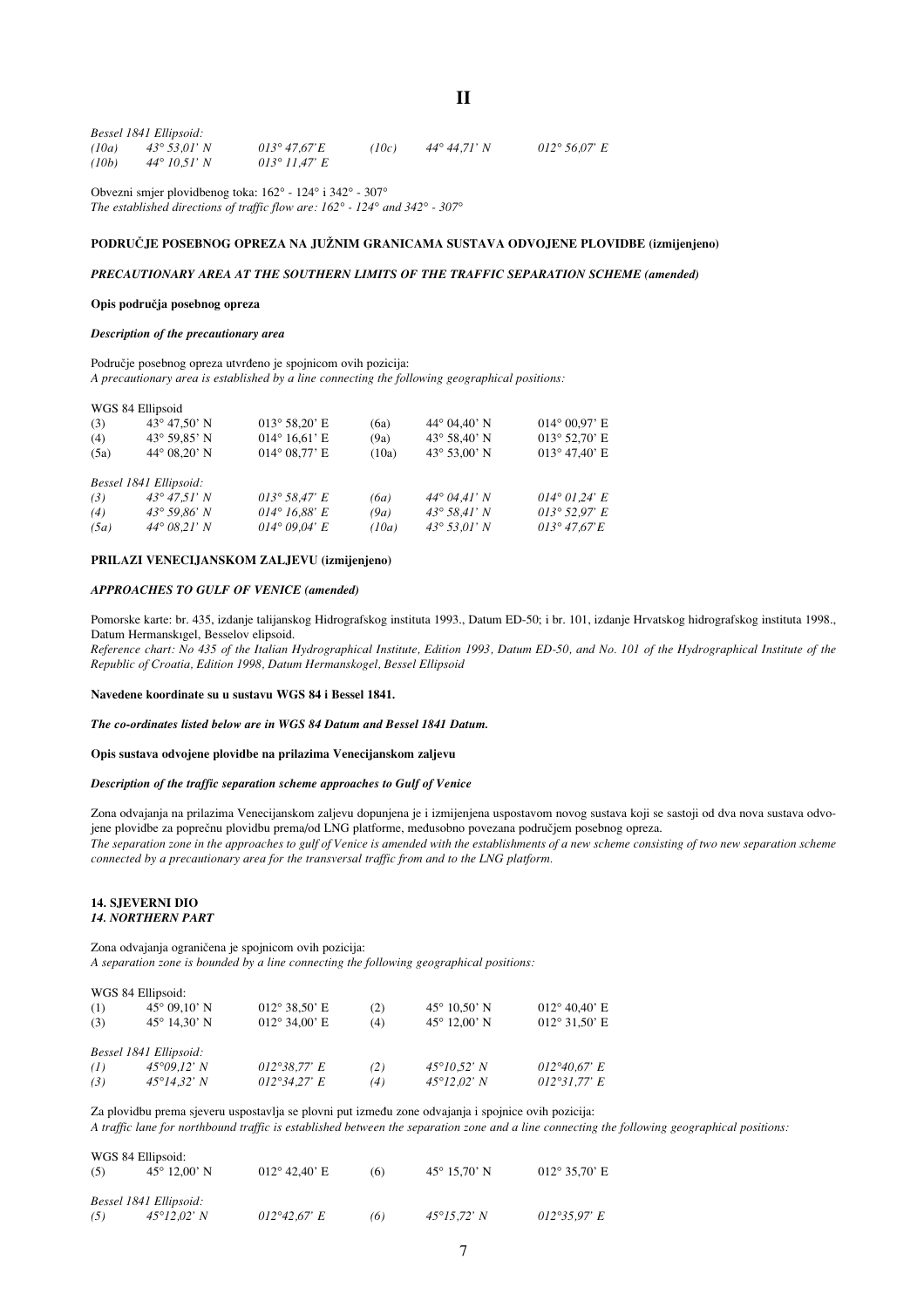# II

*Bessel 1841 Ellipsoid:*

| | | | | | |
|---|---|---|---|---|---|
| *(10a)* | *43° 53,01' N* | *013° 47,67'E* | *(10c)* | *44° 44,71' N* | *012° 56,07' E* |
| *(10b)* | *44° 10,51' N* | *013° 11,47' E* | | | |

Obvezni smjer plovidbenog toka: 162° - 124° i 342° - 307°
*The established directions of traffic flow are: 162° - 124° and 342° - 307°*

**PODRUČJE POSEBNOG OPREZA NA JUŽNIM GRANICAMA SUSTAVA ODVOJENE PLOVIDBE (izmijenjeno)**

***PRECAUTIONARY AREA AT THE SOUTHERN LIMITS OF THE TRAFFIC SEPARATION SCHEME (amended)***

**Opis područja posebnog opreza**

***Description of the precautionary area***

Područje posebnog opreza utvrđeno je spojnicom ovih pozicija:
*A precautionary area is established by a line connecting the following geographical positions:*

WGS 84 Ellipsoid

| | | | | | |
|---|---|---|---|---|---|
| (3) | 43° 47,50' N | 013° 58,20' E | (6a) | 44° 04,40' N | 014° 00,97' E |
| (4) | 43° 59,85' N | 014° 16,61' E | (9a) | 43° 58,40' N | 013° 52,70' E |
| (5a) | 44° 08,20' N | 014° 08,77' E | (10a) | 43° 53,00' N | 013° 47,40' E |

*Bessel 1841 Ellipsoid:*

| | | | | | |
|---|---|---|---|---|---|
| *(3)* | *43° 47,51' N* | *013° 58,47' E* | *(6a)* | *44° 04,41' N* | *014° 01,24' E* |
| *(4)* | *43° 59,86' N* | *014° 16,88' E* | *(9a)* | *43° 58,41' N* | *013° 52,97' E* |
| *(5a)* | *44° 08,21' N* | *014° 09,04' E* | *(10a)* | *43° 53,01' N* | *013° 47,67'E* |

**PRILAZI VENECIJANSKOM ZALJEVU (izmijenjeno)**

***APPROACHES TO GULF OF VENICE (amended)***

Pomorske karte: br. 435, izdanje talijanskog Hidrografskog instituta 1993., Datum ED-50; i br. 101, izdanje Hrvatskog hidrografskog instituta 1998., Datum Hermanskıgel, Besselov elipsoid.
*Reference chart: No 435 of the Italian Hydrographical Institute, Edition 1993, Datum ED-50, and No. 101 of the Hydrographical Institute of the Republic of Croatia, Edition 1998, Datum Hermanskogel, Bessel Ellipsoid*

**Navedene koordinate su u sustavu WGS 84 i Bessel 1841.**

***The co-ordinates listed below are in WGS 84 Datum and Bessel 1841 Datum.***

**Opis sustava odvojene plovidbe na prilazima Venecijanskom zaljevu**

***Description of the traffic separation scheme approaches to Gulf of Venice***

Zona odvajanja na prilazima Venecijanskom zaljevu dopunjena je i izmijenjena uspostavom novog sustava koji se sastoji od dva nova sustava odvojene plovidbe za poprečnu plovidbu prema/od LNG platforme, međusobno povezana područjem posebnog opreza.
*The separation zone in the approaches to gulf of Venice is amended with the establishments of a new scheme consisting of two new separation scheme connected by a precautionary area for the transversal traffic from and to the LNG platform.*

**14. SJEVERNI DIO**
***14. NORTHERN PART***

Zona odvajanja ograničena je spojnicom ovih pozicija:
*A separation zone is bounded by a line connecting the following geographical positions:*

WGS 84 Ellipsoid:

| | | | | | |
|---|---|---|---|---|---|
| (1) | 45° 09,10' N | 012° 38,50' E | (2) | 45° 10,50' N | 012° 40,40' E |
| (3) | 45° 14,30' N | 012° 34,00' E | (4) | 45° 12,00' N | 012° 31,50' E |

*Bessel 1841 Ellipsoid:*

| | | | | | |
|---|---|---|---|---|---|
| *(1)* | *45°09,12' N* | *012°38,77' E* | *(2)* | *45°10,52' N* | *012°40,67' E* |
| *(3)* | *45°14,32' N* | *012°34,27' E* | *(4)* | *45°12,02' N* | *012°31,77' E* |

Za plovidbu prema sjeveru uspostavlja se plovni put između zone odvajanja i spojnice ovih pozicija:
*A traffic lane for northbound traffic is established between the separation zone and a line connecting the following geographical positions:*

WGS 84 Ellipsoid:

| | | | | | |
|---|---|---|---|---|---|
| (5) | 45° 12,00' N | 012° 42,40' E | (6) | 45° 15,70' N | 012° 35,70' E |

*Bessel 1841 Ellipsoid:*

| | | | | | |
|---|---|---|---|---|---|
| *(5)* | *45°12,02' N* | *012°42,67' E* | *(6)* | *45°15,72' N* | *012°35,97' E* |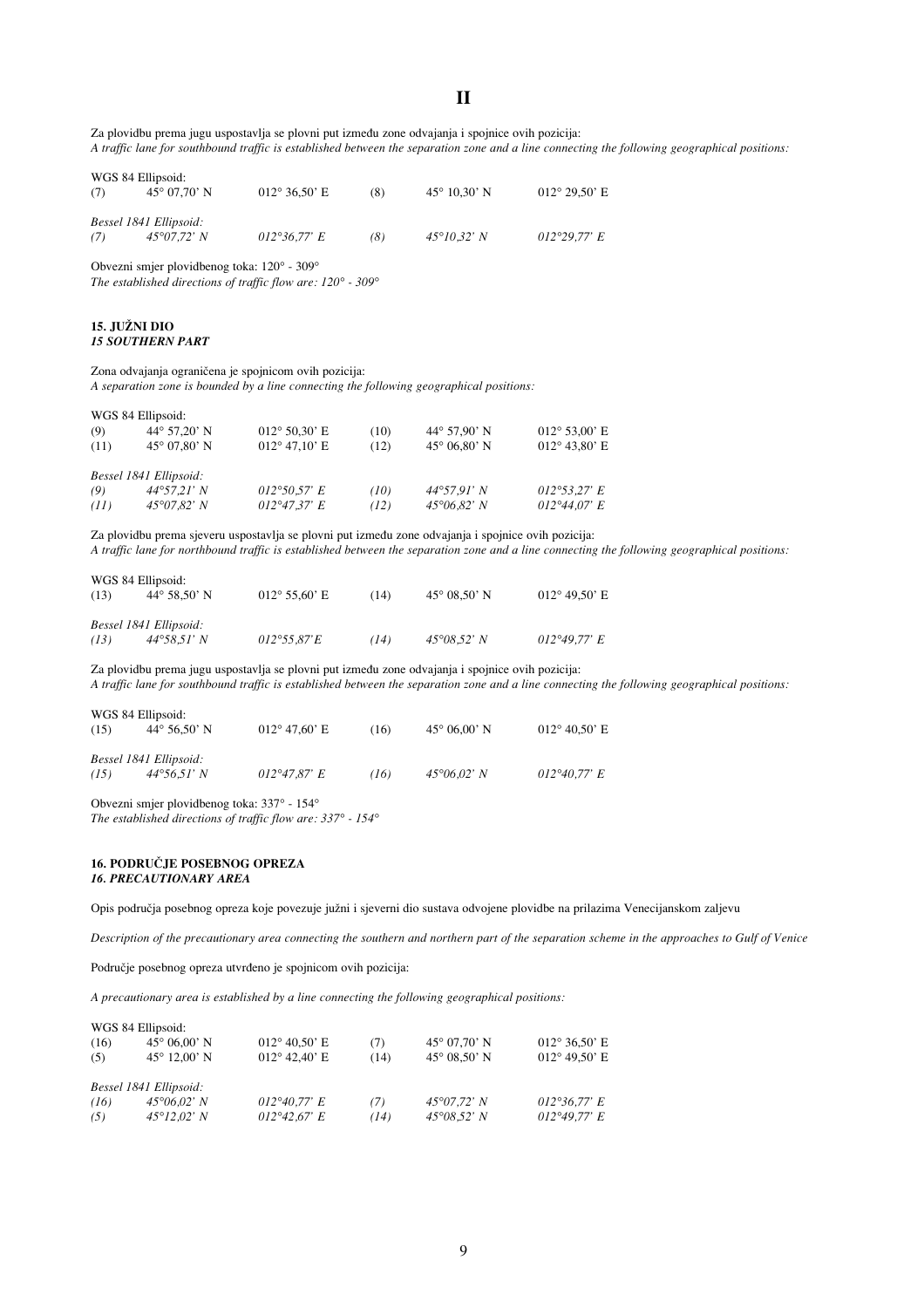**II**

Za plovidbu prema jugu uspostavlja se plovni put između zone odvajanja i spojnice ovih pozicija:
*A traffic lane for southbound traffic is established between the separation zone and a line connecting the following geographical positions:*

WGS 84 Ellipsoid:

| | | | | | |
|---|---|---|---|---|---|
| (7) | 45° 07,70' N | 012° 36,50' E | (8) | 45° 10,30' N | 012° 29,50' E |

*Bessel 1841 Ellipsoid:*

| | | | | | |
|---|---|---|---|---|---|
| *(7)* | *45°07,72' N* | *012°36,77' E* | *(8)* | *45°10,32' N* | *012°29,77' E* |

Obvezni smjer plovidbenog toka: 120° - 309°
*The established directions of traffic flow are: 120° - 309°*

### 15. JUŽNI DIO
### *15 SOUTHERN PART*

Zona odvajanja ograničena je spojnicom ovih pozicija:
*A separation zone is bounded by a line connecting the following geographical positions:*

WGS 84 Ellipsoid:

| | | | | | |
|---|---|---|---|---|---|
| (9) | 44° 57,20' N | 012° 50,30' E | (10) | 44° 57,90' N | 012° 53,00' E |
| (11) | 45° 07,80' N | 012° 47,10' E | (12) | 45° 06,80' N | 012° 43,80' E |

*Bessel 1841 Ellipsoid:*

| | | | | | |
|---|---|---|---|---|---|
| *(9)* | *44°57,21' N* | *012°50,57' E* | *(10)* | *44°57,91' N* | *012°53,27' E* |
| *(11)* | *45°07,82' N* | *012°47,37' E* | *(12)* | *45°06,82' N* | *012°44,07' E* |

Za plovidbu prema sjeveru uspostavlja se plovni put između zone odvajanja i spojnice ovih pozicija:
*A traffic lane for northbound traffic is established between the separation zone and a line connecting the following geographical positions:*

WGS 84 Ellipsoid:

| | | | | | |
|---|---|---|---|---|---|
| (13) | 44° 58,50' N | 012° 55,60' E | (14) | 45° 08,50' N | 012° 49,50' E |

*Bessel 1841 Ellipsoid:*

| | | | | | |
|---|---|---|---|---|---|
| *(13)* | *44°58,51' N* | *012°55,87'E* | *(14)* | *45°08,52' N* | *012°49,77' E* |

Za plovidbu prema jugu uspostavlja se plovni put između zone odvajanja i spojnice ovih pozicija:
*A traffic lane for southbound traffic is established between the separation zone and a line connecting the following geographical positions:*

WGS 84 Ellipsoid:

| | | | | | |
|---|---|---|---|---|---|
| (15) | 44° 56,50' N | 012° 47,60' E | (16) | 45° 06,00' N | 012° 40,50' E |

*Bessel 1841 Ellipsoid:*

| | | | | | |
|---|---|---|---|---|---|
| *(15)* | *44°56,51' N* | *012°47,87' E* | *(16)* | *45°06,02' N* | *012°40,77' E* |

Obvezni smjer plovidbenog toka: 337° - 154°
*The established directions of traffic flow are: 337° - 154°*

### 16. PODRUČJE POSEBNOG OPREZA
### *16. PRECAUTIONARY AREA*

Opis područja posebnog opreza koje povezuje južni i sjeverni dio sustava odvojene plovidbe na prilazima Venecijanskom zaljevu

*Description of the precautionary area connecting the southern and northern part of the separation scheme in the approaches to Gulf of Venice*

Područje posebnog opreza utvrđeno je spojnicom ovih pozicija:

*A precautionary area is established by a line connecting the following geographical positions:*

WGS 84 Ellipsoid:

| | | | | | |
|---|---|---|---|---|---|
| (16) | 45° 06,00' N | 012° 40,50' E | (7) | 45° 07,70' N | 012° 36,50' E |
| (5) | 45° 12,00' N | 012° 42,40' E | (14) | 45° 08,50' N | 012° 49,50' E |

*Bessel 1841 Ellipsoid:*

| | | | | | |
|---|---|---|---|---|---|
| *(16)* | *45°06,02' N* | *012°40,77' E* | *(7)* | *45°07,72' N* | *012°36,77' E* |
| *(5)* | *45°12,02' N* | *012°42,67' E* | *(14)* | *45°08,52' N* | *012°49,77' E* |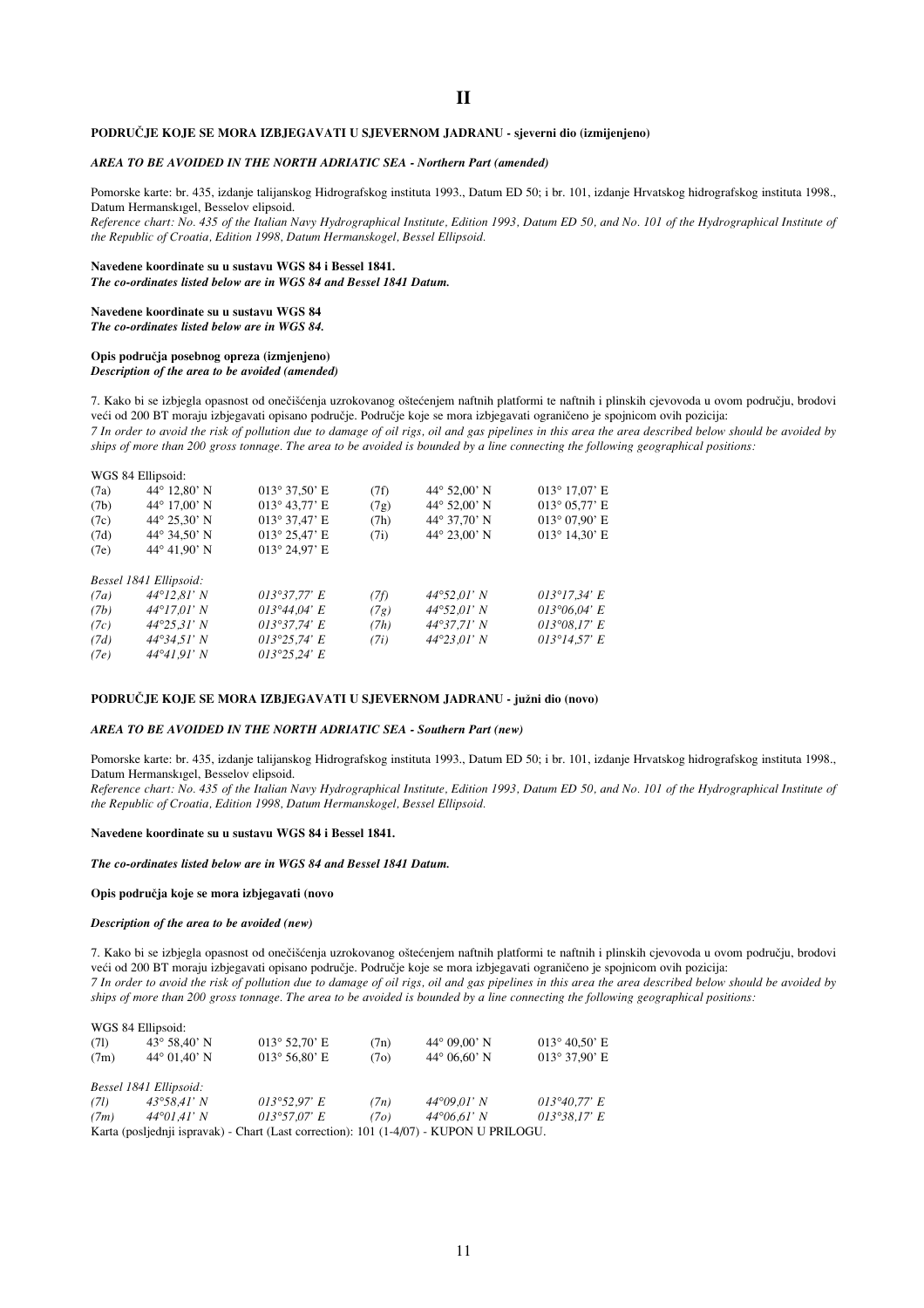# II

**PODRUČJE KOJE SE MORA IZBJEGAVATI U SJEVERNOM JADRANU - sjeverni dio (izmijenjeno)**

***AREA TO BE AVOIDED IN THE NORTH ADRIATIC SEA - Northern Part (amended)***

Pomorske karte: br. 435, izdanje talijanskog Hidrografskog instituta 1993., Datum ED 50; i br. 101, izdanje Hrvatskog hidrografskog instituta 1998., Datum Hermanskıgel, Besselov elipsoid.
*Reference chart: No. 435 of the Italian Navy Hydrographical Institute, Edition 1993, Datum ED 50, and No. 101 of the Hydrographical Institute of the Republic of Croatia, Edition 1998, Datum Hermanskogel, Bessel Ellipsoid.*

**Navedene koordinate su u sustavu WGS 84 i Bessel 1841.**
***The co-ordinates listed below are in WGS 84 and Bessel 1841 Datum.***

**Navedene koordinate su u sustavu WGS 84**
***The co-ordinates listed below are in WGS 84.***

**Opis područja posebnog opreza (izmjenjeno)**
***Description of the area to be avoided (amended)***

7. Kako bi se izbjegla opasnost od onečišćenja uzrokovanog oštećenjem naftnih platformi te naftnih i plinskih cjevovoda u ovom području, brodovi veći od 200 BT moraju izbjegavati opisano područje. Područje koje se mora izbjegavati ograničeno je spojnicom ovih pozicija:
*7 In order to avoid the risk of pollution due to damage of oil rigs, oil and gas pipelines in this area the area described below should be avoided by ships of more than 200 gross tonnage. The area to be avoided is bounded by a line connecting the following geographical positions:*

WGS 84 Ellipsoid:

| | | | | | |
|---|---|---|---|---|---|
| (7a) | 44° 12,80' N | 013° 37,50' E | (7f) | 44° 52,00' N | 013° 17,07' E |
| (7b) | 44° 17,00' N | 013° 43,77' E | (7g) | 44° 52,00' N | 013° 05,77' E |
| (7c) | 44° 25,30' N | 013° 37,47' E | (7h) | 44° 37,70' N | 013° 07,90' E |
| (7d) | 44° 34,50' N | 013° 25,47' E | (7i) | 44° 23,00' N | 013° 14,30' E |
| (7e) | 44° 41,90' N | 013° 24,97' E | | | |

*Bessel 1841 Ellipsoid:*

| | | | | | |
|---|---|---|---|---|---|
| *(7a)* | *44°12,81' N* | *013°37,77' E* | *(7f)* | *44°52,01' N* | *013°17,34' E* |
| *(7b)* | *44°17,01' N* | *013°44,04' E* | *(7g)* | *44°52,01' N* | *013°06,04' E* |
| *(7c)* | *44°25,31' N* | *013°37,74' E* | *(7h)* | *44°37,71' N* | *013°08,17' E* |
| *(7d)* | *44°34,51' N* | *013°25,74' E* | *(7i)* | *44°23,01' N* | *013°14,57' E* |
| *(7e)* | *44°41,91' N* | *013°25,24' E* | | | |

**PODRUČJE KOJE SE MORA IZBJEGAVATI U SJEVERNOM JADRANU - južni dio (novo)**

***AREA TO BE AVOIDED IN THE NORTH ADRIATIC SEA - Southern Part (new)***

Pomorske karte: br. 435, izdanje talijanskog Hidrografskog instituta 1993., Datum ED 50; i br. 101, izdanje Hrvatskog hidrografskog instituta 1998., Datum Hermanskıgel, Besselov elipsoid.
*Reference chart: No. 435 of the Italian Navy Hydrographical Institute, Edition 1993, Datum ED 50, and No. 101 of the Hydrographical Institute of the Republic of Croatia, Edition 1998, Datum Hermanskogel, Bessel Ellipsoid.*

**Navedene koordinate su u sustavu WGS 84 i Bessel 1841.**

***The co-ordinates listed below are in WGS 84 and Bessel 1841 Datum.***

**Opis područja koje se mora izbjegavati (novo**

***Description of the area to be avoided (new)***

7. Kako bi se izbjegla opasnost od onečišćenja uzrokovanog oštećenjem naftnih platformi te naftnih i plinskih cjevovoda u ovom području, brodovi veći od 200 BT moraju izbjegavati opisano područje. Područje koje se mora izbjegavati ograničeno je spojnicom ovih pozicija:
*7 In order to avoid the risk of pollution due to damage of oil rigs, oil and gas pipelines in this area the area described below should be avoided by ships of more than 200 gross tonnage. The area to be avoided is bounded by a line connecting the following geographical positions:*

WGS 84 Ellipsoid:

| | | | | | |
|---|---|---|---|---|---|
| (7l) | 43° 58,40' N | 013° 52,70' E | (7n) | 44° 09,00' N | 013° 40,50' E |
| (7m) | 44° 01,40' N | 013° 56,80' E | (7o) | 44° 06,60' N | 013° 37,90' E |

*Bessel 1841 Ellipsoid:*

| | | | | | |
|---|---|---|---|---|---|
| *(7l)* | *43°58,41' N* | *013°52,97' E* | *(7n)* | *44°09,01' N* | *013°40,77' E* |
| *(7m)* | *44°01,41' N* | *013°57,07' E* | *(7o)* | *44°06,61' N* | *013°38,17' E* |

Karta (posljednji ispravak) - Chart (Last correction): 101 (1-4/07) - KUPON U PRILOGU.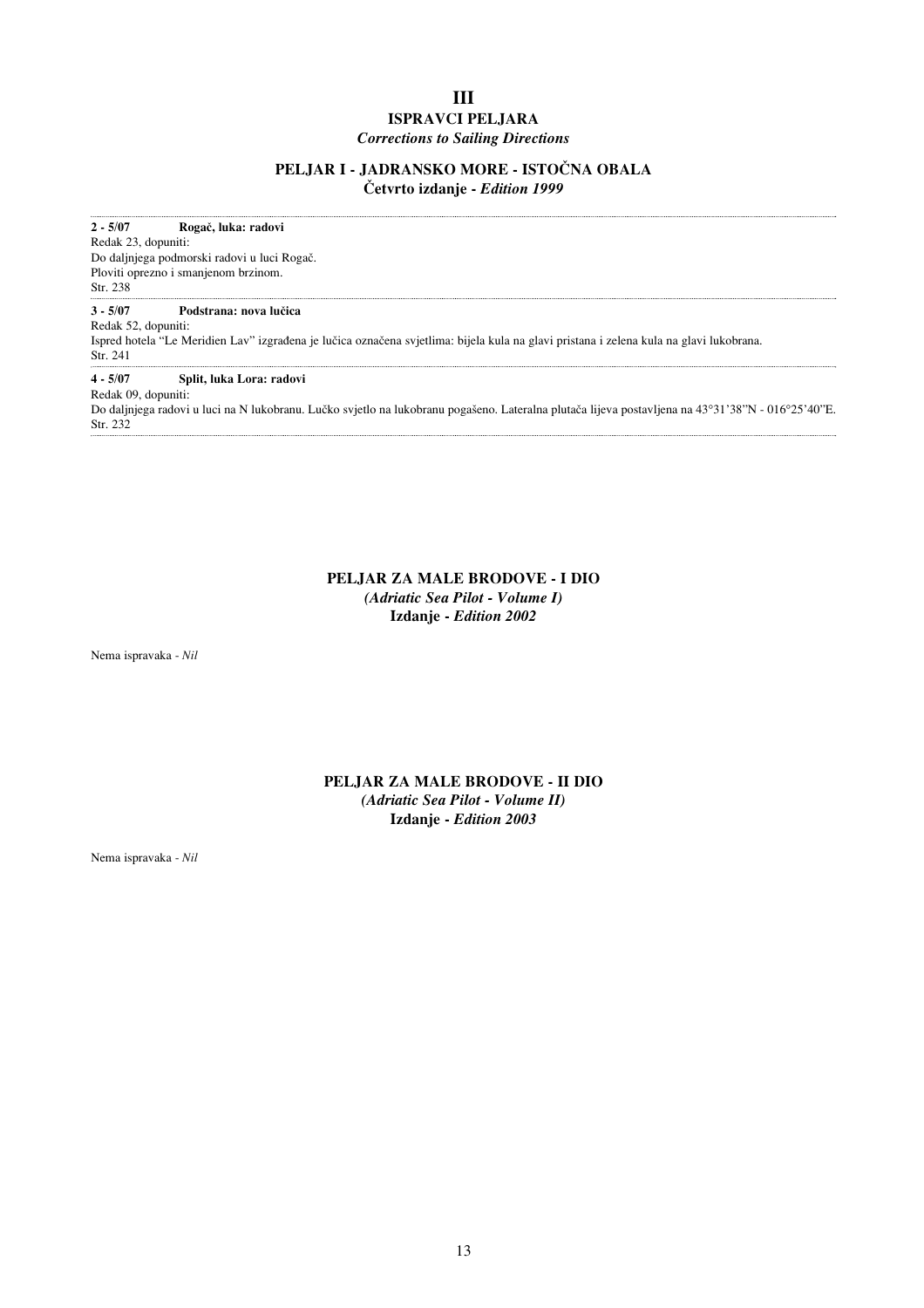# III

## ISPRAVCI PELJARA

*Corrections to Sailing Directions*

## PELJAR I - JADRANSKO MORE - ISTOČNA OBALA

**Četvrto izdanje -** ***Edition 1999***

---

**2 - 5/07** **Rogač, luka: radovi**

Redak 23, dopuniti:
Do daljnjega podmorski radovi u luci Rogač.
Ploviti oprezno i smanjenom brzinom.
Str. 238

---

**3 - 5/07** **Podstrana: nova lučica**

Redak 52, dopuniti:
Ispred hotela "Le Meridien Lav" izgrađena je lučica označena svjetlima: bijela kula na glavi pristana i zelena kula na glavi lukobrana.
Str. 241

---

**4 - 5/07** **Split, luka Lora: radovi**

Redak 09, dopuniti:
Do daljnjega radovi u luci na N lukobranu. Lučko svjetlo na lukobranu pogašeno. Lateralna plutača lijeva postavljena na 43°31'38"N - 016°25'40"E.
Str. 232

---

## PELJAR ZA MALE BRODOVE - I DIO

*(Adriatic Sea Pilot - Volume I)*

**Izdanje -** ***Edition 2002***

Nema ispravaka - *Nil*

## PELJAR ZA MALE BRODOVE - II DIO

*(Adriatic Sea Pilot - Volume II)*

**Izdanje -** ***Edition 2003***

Nema ispravaka - *Nil*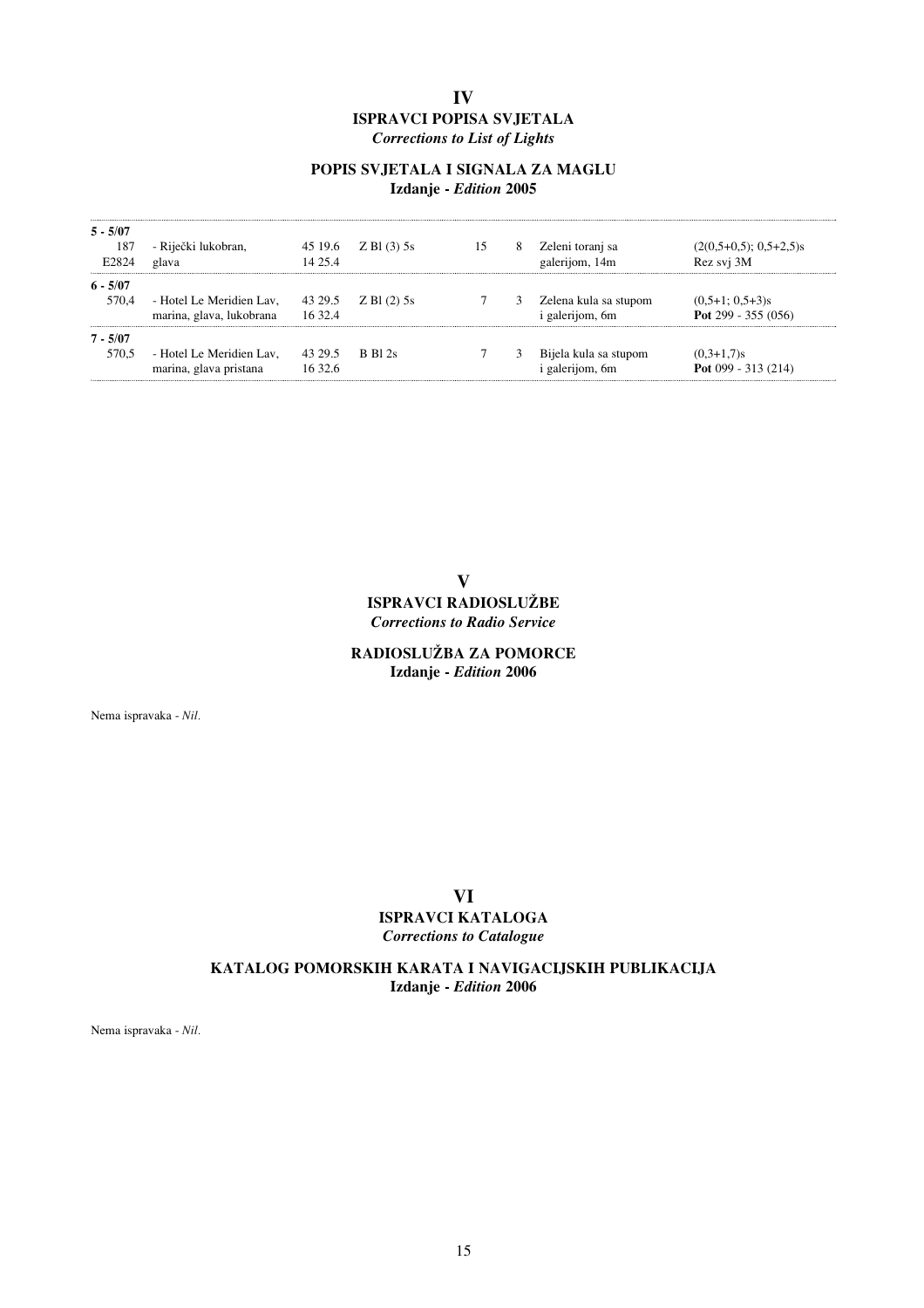# IV

## ISPRAVCI POPISA SVJETALA

*Corrections to List of Lights*

### POPIS SVJETALA I SIGNALA ZA MAGLU

**Izdanje - *Edition* 2005**

| | | | | | | | |
|---|---|---|---|---|---|---|---|
| **5 - 5/07** | | | | | | | |
| 187<br>E2824 | - Riječki lukobran,<br>glava | 45 19.6<br>14 25.4 | Z Bl (3) 5s | 15 | 8 | Zeleni toranj sa<br>galerijom, 14m | (2(0,5+0,5); 0,5+2,5)s<br>Rez svj 3M |
| **6 - 5/07** | | | | | | | |
| 570,4 | - Hotel Le Meridien Lav,<br>marina, glava, lukobrana | 43 29.5<br>16 32.4 | Z Bl (2) 5s | 7 | 3 | Zelena kula sa stupom<br>i galerijom, 6m | (0,5+1; 0,5+3)s<br>**Pot** 299 - 355 (056) |
| **7 - 5/07** | | | | | | | |
| 570,5 | - Hotel Le Meridien Lav,<br>marina, glava pristana | 43 29.5<br>16 32.6 | B Bl 2s | 7 | 3 | Bijela kula sa stupom<br>i galerijom, 6m | (0,3+1,7)s<br>**Pot** 099 - 313 (214) |

# V

## ISPRAVCI RADIOSLUŽBE

*Corrections to Radio Service*

### RADIOSLUŽBA ZA POMORCE

**Izdanje - *Edition* 2006**

Nema ispravaka - *Nil*.

# VI

## ISPRAVCI KATALOGA

*Corrections to Catalogue*

### KATALOG POMORSKIH KARATA I NAVIGACIJSKIH PUBLIKACIJA

**Izdanje - *Edition* 2006**

Nema ispravaka - *Nil*.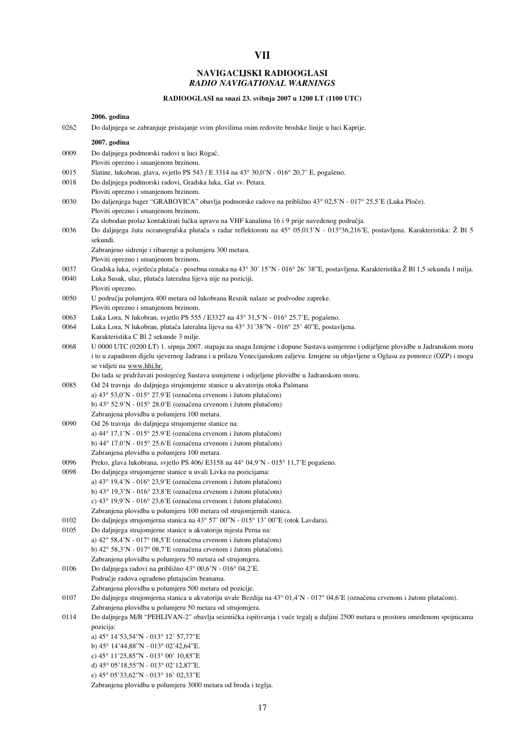# VII

## NAVIGACIJSKI RADIOOGLASI
## *RADIO NAVIGATIONAL WARNINGS*

**RADIOOGLASI na snazi 23. svibnja 2007 u 1200 LT (1100 UTC)**

**2006. godina**

0262 Do daljnjega se zabranjuje pristajanje svim plovilima osim redovite brodske linije u luci Kaprije.

**2007. godina**

0009 Do daljnjega podmorski radovi u luci Rogač.
Ploviti oprezno i smanjenom brzinom.

0015 Slatine, lukobran, glava, svjetlo PS 543 / E 3314 na 43° 30,0'N - 016° 20,7' E, pogašeno.

0018 Do daljnjega podmorski radovi, Gradska luka, Gat sv. Petara.
Ploviti oprezno i smanjenom brzinom.

0030 Do daljenjega bager "GRABOVICA" obavlja podmorske radove na približno 43° 02,5'N - 017° 25,5'E (Luka Ploče).
Ploviti oprezno i smanjenom brzinom.
Za slobodan prolaz kontaktirati lučku upravu na VHF kanalima 16 i 9 prije navedenog područja.

0036 Do daljnjega žuta oceanografska plutača s radar reflektorom na 45° 05,013'N - 013°36,216'E, postavljena. Karakteristika: Ž Bl 5 sekundi.
Zabranjeno sidrenje i ribarenje u polumjeru 300 metara.
Ploviti oprezno i smanjenom brzinom.

0037 Gradska luka, svjetleća plutača - posebna oznaka na 43° 30' 15"N - 016° 26' 38"E, postavljena. Karakteristika Ž Bl 1,5 sekunda 1 milja.

0040 Luka Susak, ulaz, plutača lateralna lijeva nije na poziciji.
Ploviti oprezno.

0050 U području polumjera 400 metara od lukobrana Resnik nalaze se podvodne zapreke.
Ploviti oprezno i smanjenom brzinom.

0063 Luka Lora, N lukobran, svjetlo PS 555 / E3327 na 43° 31,5'N - 016° 25.7'E, pogašeno.

0064 Luka Lora, N lukobran, plutača lateralna lijeva na 43° 31'38"N - 016° 25' 40"E, postavljena.
Karakteristika C Bl 2 sekunde 3 milje.

0068 U 0000 UTC (0200 LT) 1. srpnja 2007. stupaju na snagu Izmjene i dopune Sustava usmjerene i odijeljene plovidbe u Jadranskom moru i to u zapadnom dijelu sjevernog Jadrana i u prilazu Venecijanskom zaljevu. Izmjene su objavljene u Oglasu za pomorce (OZP) i mogu se vidjeti na www.hhi.hr.
Do tada se pridržavati postojećeg Sustava usmjerene i odijeljene plovidbe u Jadranskom moru.

0085 Od 24 travnja do daljnjega strujomjerne stanice u akvatoriju otoka Pašmana
a) 43° 53,0'N - 015° 27.9'E (označena crvenom i žutom plutačom)
b) 43° 52.9'N - 015° 28.0'E (označena crvenom i žutom plutačom)
Zabranjena plovidba u polumjeru 100 metara.

0090 Od 26 travnja do daljnjega strujomjerne stanice na:
a) 44° 17,1'N - 015° 25.9'E (označena crvenom i žutom plutačom)
b) 44° 17.0'N - 015° 25.6'E (označena crvenom i žutom plutačom)
Zabranjena plovidba u polumjeru 100 metara.

0096 Preko, glava lukobrana, svjetlo PS 406/ E3158 na 44° 04,9'N - 015° 11,7'E pogašeno.

0098 Do daljnjega strujomjerne stanice u uvali Livka na pozicijama:
a) 43° 19,4'N - 016° 23,9'E (označena crvenom i žutom plutačom)
b) 43° 19,3'N - 016° 23,8'E (označena crvenom i žutom plutačom)
c) 43° 19,9'N - 016° 23,6'E (označena crvenom i žutom plutačom).
Zabranjena plovidba u polumjeru 100 metara od strujomjernih stanica.

0102 Do daljnjega strujomjerna stanica na 43° 57' 00"N - 015° 13' 00"E (otok Lavdara).

0105 Do daljnjega strujomjerne stanice u akvatoriju mjesta Perna na:
a) 42° 58,4'N - 017° 08,5'E (označena crvenom i žutom plutačom)
b) 42° 58,3'N - 017° 08,7'E (označena crvenom i žutom plutačom).
Zabranjena plovidba u polumjeru 50 metara od strujomjera.

0106 Do daljnjega radovi na približno 43° 00,6'N - 016° 04,2'E.
Područje radova ograđeno plutajućim branama.
Zabranjena plovidba u polumjeru 500 metara od pozicije.

0107 Do daljnjega strujomjerna stanica u akvatoriju uvale Bezdija na 43° 01,4'N - 017° 04,6'E (označena crvenom i žutom plutačom).
Zabranjena plovidba u polumjeru 50 metara od strujomjera.

0114 Do daljnjega M/B "PEHLIVAN-2" obavlja seizmička ispitivanja i vuče tegalj u duljini 2500 metara u prostoru omeđenom spojnicama pozicija:
a) 45° 14'53,54"N - 013° 12' 57,77"E
b) 45° 14'44,88"N - 013° 02'42,64"E.
c) 45° 11'25,85"N - 013° 00' 10,85"E
d) 45° 05'18,55"N - 013° 02'12,87"E.
e) 45° 05'33,62"N - 013° 16' 02,33"E
Zabranjena plovidba u polumjeru 3000 metara od broda i teglja.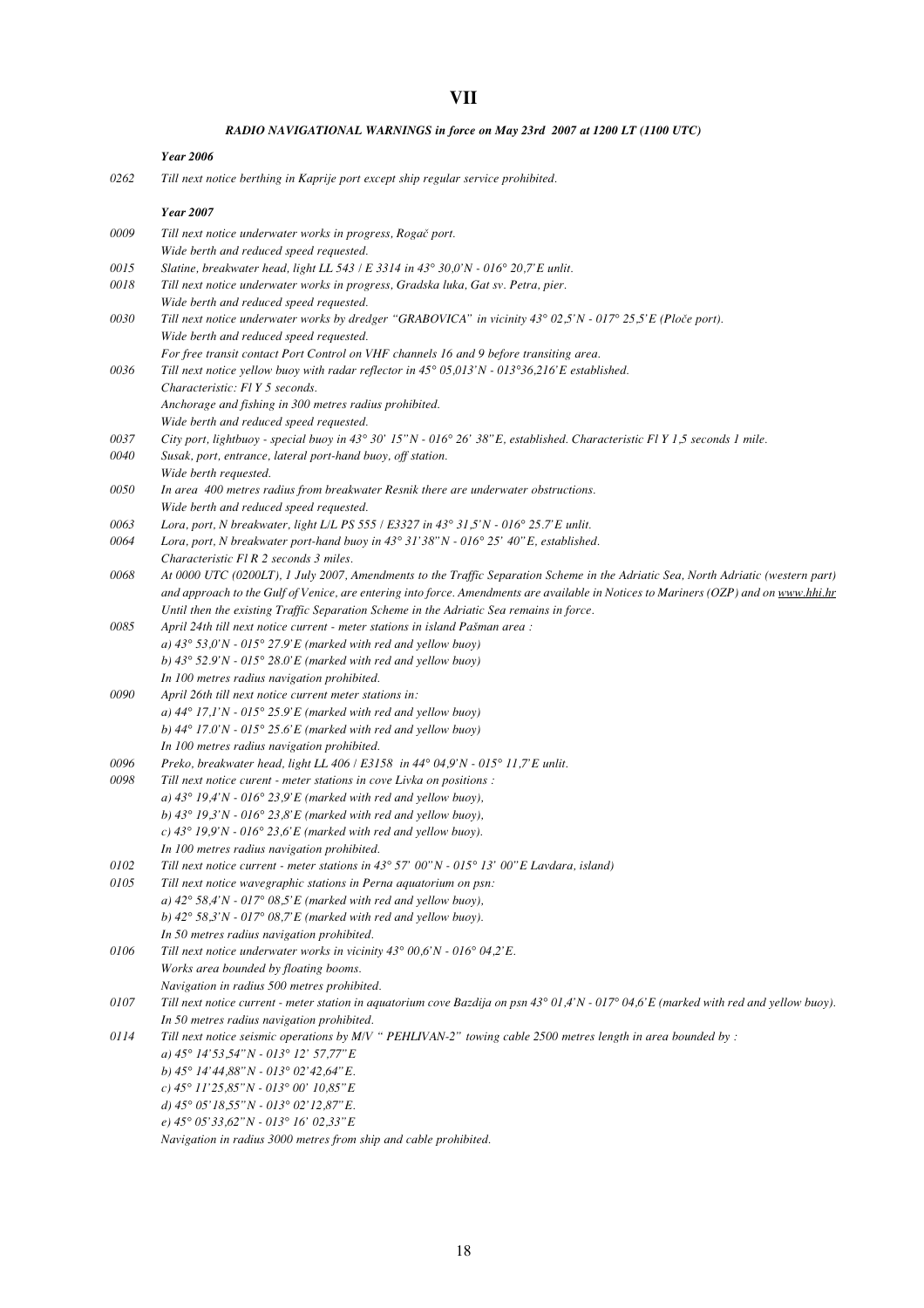# VII

***RADIO NAVIGATIONAL WARNINGS in force on May 23rd 2007 at 1200 LT (1100 UTC)***

***Year 2006***

*0262* *Till next notice berthing in Kaprije port except ship regular service prohibited.*

***Year 2007***

*0009* *Till next notice underwater works in progress, Rogač port.*
*Wide berth and reduced speed requested.*

*0015* *Slatine, breakwater head, light LL 543 / E 3314 in 43° 30,0'N - 016° 20,7'E unlit.*

*0018* *Till next notice underwater works in progress, Gradska luka, Gat sv. Petra, pier.*
*Wide berth and reduced speed requested.*

*0030* *Till next notice underwater works by dredger "GRABOVICA" in vicinity 43° 02,5'N - 017° 25,5'E (Ploče port).*
*Wide berth and reduced speed requested.*
*For free transit contact Port Control on VHF channels 16 and 9 before transiting area.*

*0036* *Till next notice yellow buoy with radar reflector in 45° 05,013'N - 013°36,216'E established.*
*Characteristic: Fl Y 5 seconds.*
*Anchorage and fishing in 300 metres radius prohibited.*
*Wide berth and reduced speed requested.*

*0037* *City port, lightbuoy - special buoy in 43° 30' 15"N - 016° 26' 38"E, established. Characteristic Fl Y 1,5 seconds 1 mile.*

*0040* *Susak, port, entrance, lateral port-hand buoy, off station.*
*Wide berth requested.*

*0050* *In area 400 metres radius from breakwater Resnik there are underwater obstructions.*
*Wide berth and reduced speed requested.*

*0063* *Lora, port, N breakwater, light L/L PS 555 / E3327 in 43° 31,5'N - 016° 25.7'E unlit.*

*0064* *Lora, port, N breakwater port-hand buoy in 43° 31'38"N - 016° 25' 40"E, established.*
*Characteristic Fl R 2 seconds 3 miles.*

*0068* *At 0000 UTC (0200LT), 1 July 2007, Amendments to the Traffic Separation Scheme in the Adriatic Sea, North Adriatic (western part) and approach to the Gulf of Venice, are entering into force. Amendments are available in Notices to Mariners (OZP) and on www.hhi.hr*
*Until then the existing Traffic Separation Scheme in the Adriatic Sea remains in force.*

*0085* *April 24th till next notice current - meter stations in island Pašman area :*
*a) 43° 53,0'N - 015° 27.9'E (marked with red and yellow buoy)*
*b) 43° 52.9'N - 015° 28.0'E (marked with red and yellow buoy)*
*In 100 metres radius navigation prohibited.*

*0090* *April 26th till next notice current meter stations in:*
*a) 44° 17,1'N - 015° 25.9'E (marked with red and yellow buoy)*
*b) 44° 17.0'N - 015° 25.6'E (marked with red and yellow buoy)*
*In 100 metres radius navigation prohibited.*

*0096* *Preko, breakwater head, light LL 406 / E3158 in 44° 04,9'N - 015° 11,7'E unlit.*

*0098* *Till next notice curent - meter stations in cove Livka on positions :*
*a) 43° 19,4'N - 016° 23,9'E (marked with red and yellow buoy),*
*b) 43° 19,3'N - 016° 23,8'E (marked with red and yellow buoy),*
*c) 43° 19,9'N - 016° 23,6'E (marked with red and yellow buoy).*
*In 100 metres radius navigation prohibited.*

*0102* *Till next notice current - meter stations in 43° 57' 00"N - 015° 13' 00"E Lavdara, island)*

*0105* *Till next notice wavegraphic stations in Perna aquatorium on psn:*
*a) 42° 58,4'N - 017° 08,5'E (marked with red and yellow buoy),*
*b) 42° 58,3'N - 017° 08,7'E (marked with red and yellow buoy).*
*In 50 metres radius navigation prohibited.*

*0106* *Till next notice underwater works in vicinity 43° 00,6'N - 016° 04,2'E.*
*Works area bounded by floating booms.*
*Navigation in radius 500 metres prohibited.*

*0107* *Till next notice current - meter station in aquatorium cove Bazdija on psn 43° 01,4'N - 017° 04,6'E (marked with red and yellow buoy).*
*In 50 metres radius navigation prohibited.*

*0114* *Till next notice seismic operations by M/V " PEHLIVAN-2" towing cable 2500 metres length in area bounded by :*
*a) 45° 14'53,54"N - 013° 12' 57,77"E*
*b) 45° 14'44,88"N - 013° 02'42,64"E.*
*c) 45° 11'25,85"N - 013° 00' 10,85"E*
*d) 45° 05'18,55"N - 013° 02'12,87"E.*
*e) 45° 05'33,62"N - 013° 16' 02,33"E*
*Navigation in radius 3000 metres from ship and cable prohibited.*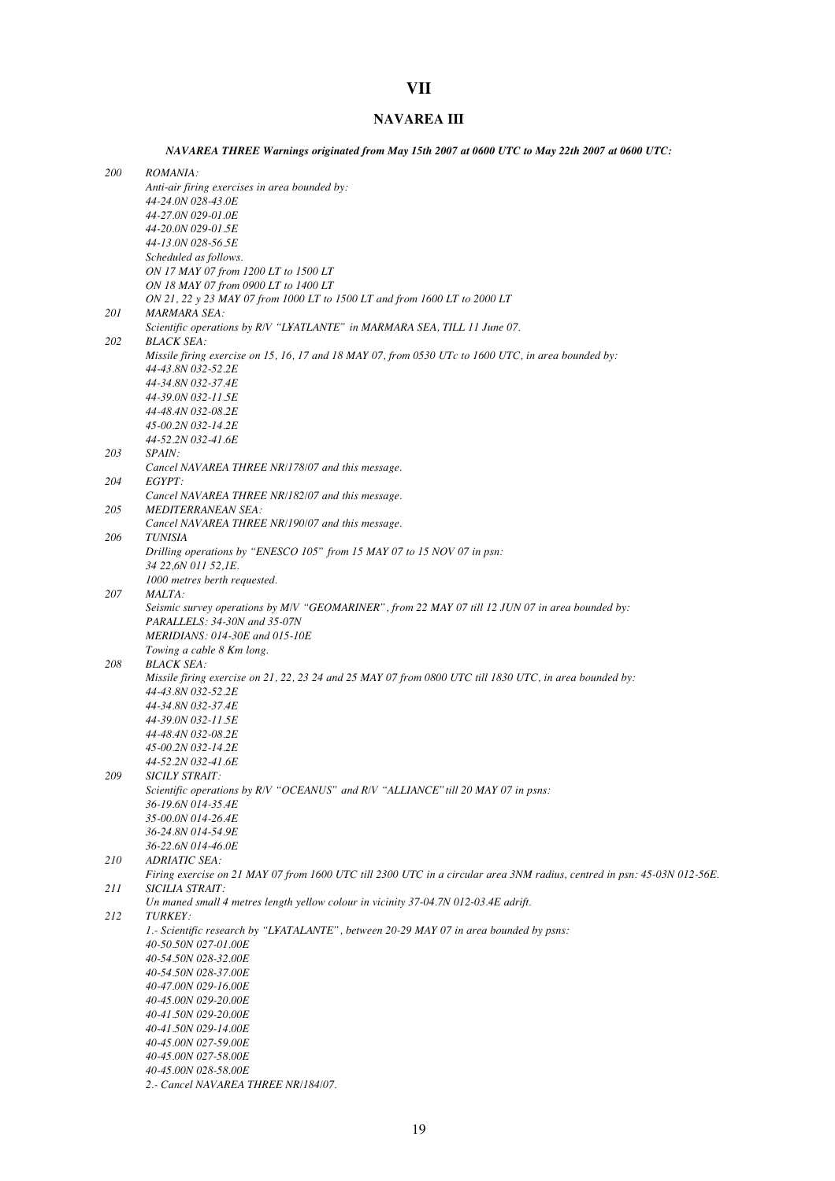# VII

## NAVAREA III

***NAVAREA THREE Warnings originated from May 15th 2007 at 0600 UTC to May 22th 2007 at 0600 UTC:***

*200* *ROMANIA:*
*Anti-air firing exercises in area bounded by:*
*44-24.0N 028-43.0E*
*44-27.0N 029-01.0E*
*44-20.0N 029-01.5E*
*44-13.0N 028-56.5E*
*Scheduled as follows.*
*ON 17 MAY 07 from 1200 LT to 1500 LT*
*ON 18 MAY 07 from 0900 LT to 1400 LT*
*ON 21, 22 y 23 MAY 07 from 1000 LT to 1500 LT and from 1600 LT to 2000 LT*

*201* *MARMARA SEA:*
*Scientific operations by R/V "L¥ATLANTE" in MARMARA SEA, TILL 11 June 07.*

*202* *BLACK SEA:*
*Missile firing exercise on 15, 16, 17 and 18 MAY 07, from 0530 UTc to 1600 UTC, in area bounded by:*
*44-43.8N 032-52.2E*
*44-34.8N 032-37.4E*
*44-39.0N 032-11.5E*
*44-48.4N 032-08.2E*
*45-00.2N 032-14.2E*
*44-52.2N 032-41.6E*

*203* *SPAIN:*
*Cancel NAVAREA THREE NR/178/07 and this message.*

*204* *EGYPT:*
*Cancel NAVAREA THREE NR/182/07 and this message.*

*205* *MEDITERRANEAN SEA:*
*Cancel NAVAREA THREE NR/190/07 and this message.*

*206* *TUNISIA*
*Drilling operations by "ENESCO 105" from 15 MAY 07 to 15 NOV 07 in psn:*
*34 22,6N 011 52,1E.*
*1000 metres berth requested.*

*207* *MALTA:*
*Seismic survey operations by M/V "GEOMARINER", from 22 MAY 07 till 12 JUN 07 in area bounded by:*
*PARALLELS: 34-30N and 35-07N*
*MERIDIANS: 014-30E and 015-10E*
*Towing a cable 8 Km long.*

*208* *BLACK SEA:*
*Missile firing exercise on 21, 22, 23 24 and 25 MAY 07 from 0800 UTC till 1830 UTC, in area bounded by:*
*44-43.8N 032-52.2E*
*44-34.8N 032-37.4E*
*44-39.0N 032-11.5E*
*44-48.4N 032-08.2E*
*45-00.2N 032-14.2E*
*44-52.2N 032-41.6E*

*209* *SICILY STRAIT:*
*Scientific operations by R/V "OCEANUS" and R/V "ALLIANCE" till 20 MAY 07 in psns:*
*36-19.6N 014-35.4E*
*35-00.0N 014-26.4E*
*36-24.8N 014-54.9E*
*36-22.6N 014-46.0E*

*210* *ADRIATIC SEA:*
*Firing exercise on 21 MAY 07 from 1600 UTC till 2300 UTC in a circular area 3NM radius, centred in psn: 45-03N 012-56E.*

*211* *SICILIA STRAIT:*
*Un maned small 4 metres length yellow colour in vicinity 37-04.7N 012-03.4E adrift.*

*212* *TURKEY:*
*1.- Scientific research by "L¥ATALANTE", between 20-29 MAY 07 in area bounded by psns:*
*40-50.50N 027-01.00E*
*40-54.50N 028-32.00E*
*40-54.50N 028-37.00E*
*40-47.00N 029-16.00E*
*40-45.00N 029-20.00E*
*40-41.50N 029-20.00E*
*40-41.50N 029-14.00E*
*40-45.00N 027-59.00E*
*40-45.00N 027-58.00E*
*40-45.00N 028-58.00E*
*2.- Cancel NAVAREA THREE NR/184/07.*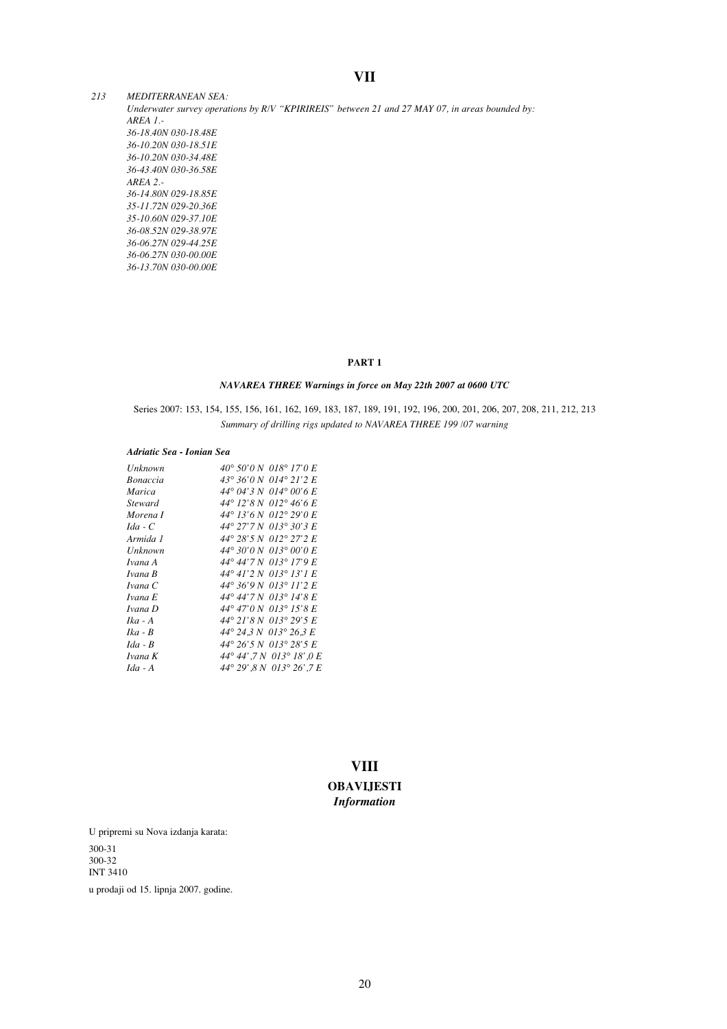# VII

*213 MEDITERRANEAN SEA:*
*Underwater survey operations by R/V "KPIRIREIS" between 21 and 27 MAY 07, in areas bounded by:*
*AREA 1.-*
*36-18.40N 030-18.48E*
*36-10.20N 030-18.51E*
*36-10.20N 030-34.48E*
*36-43.40N 030-36.58E*
*AREA 2.-*
*36-14.80N 029-18.85E*
*35-11.72N 029-20.36E*
*35-10.60N 029-37.10E*
*36-08.52N 029-38.97E*
*36-06.27N 029-44.25E*
*36-06.27N 030-00.00E*
*36-13.70N 030-00.00E*

**PART 1**

***NAVAREA THREE Warnings in force on May 22th 2007 at 0600 UTC***

Series 2007: 153, 154, 155, 156, 161, 162, 169, 183, 187, 189, 191, 192, 196, 200, 201, 206, 207, 208, 211, 212, 213
*Summary of drilling rigs updated to NAVAREA THREE 199 /07 warning*

***Adriatic Sea - Ionian Sea***

| | |
|---|---|
| *Unknown* | *40° 50'0 N 018° 17'0 E* |
| *Bonaccia* | *43° 36'0 N 014° 21'2 E* |
| *Marica* | *44° 04'3 N 014° 00'6 E* |
| *Steward* | *44° 12'8 N 012° 46'6 E* |
| *Morena I* | *44° 13'6 N 012° 29'0 E* |
| *Ida - C* | *44° 27'7 N 013° 30'3 E* |
| *Armida 1* | *44° 28'5 N 012° 27'2 E* |
| *Unknown* | *44° 30'0 N 013° 00'0 E* |
| *Ivana A* | *44° 44'7 N 013° 17'9 E* |
| *Ivana B* | *44° 41'2 N 013° 13'1 E* |
| *Ivana C* | *44° 36'9 N 013° 11'2 E* |
| *Ivana E* | *44° 44'7 N 013° 14'8 E* |
| *Ivana D* | *44° 47'0 N 013° 15'8 E* |
| *Ika - A* | *44° 21'8 N 013° 29'5 E* |
| *Ika - B* | *44° 24,3 N 013° 26,3 E* |
| *Ida - B* | *44° 26'5 N 013° 28'5 E* |
| *Ivana K* | *44° 44',7 N 013° 18',0 E* |
| *Ida - A* | *44° 29',8 N 013° 26',7 E* |

# VIII

## OBAVIJESTI
### *Information*

U pripremi su Nova izdanja karata:

300-31
300-32
INT 3410

u prodaji od 15. lipnja 2007. godine.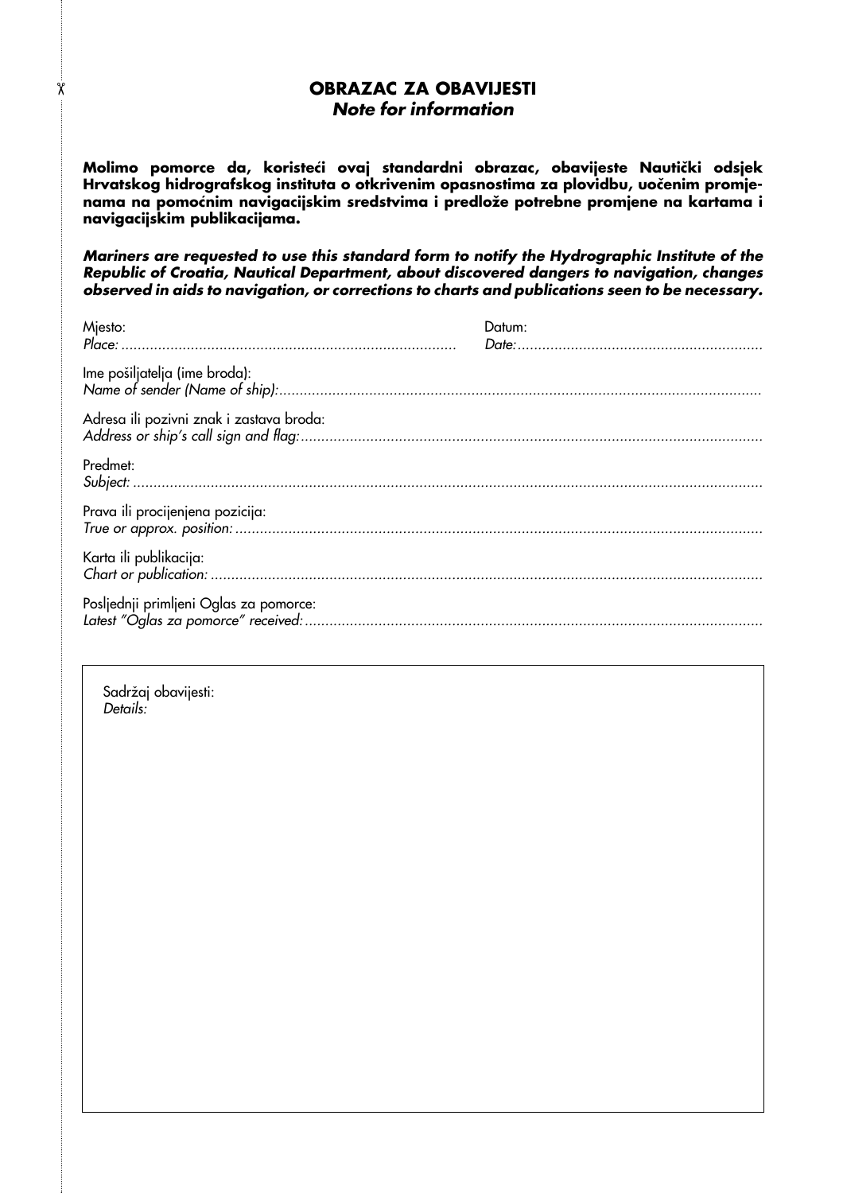# OBRAZAC ZA OBAVIJESTI
## *Note for information*

**Molimo pomorce da, koristeći ovaj standardni obrazac, obavijeste Nautički odsjek Hrvatskog hidrografskog instituta o otkrivenim opasnostima za plovidbu, uočenim promjenama na pomoćnim navigacijskim sredstvima i predlože potrebne promjene na kartama i navigacijskim publikacijama.**

***Mariners are requested to use this standard form to notify the Hydrographic Institute of the Republic of Croatia, Nautical Department, about discovered dangers to navigation, changes observed in aids to navigation, or corrections to charts and publications seen to be necessary.***

Mjesto:
*Place:* ..................................................................................

Datum:
*Date:* ............................................................

Ime pošiljatelja (ime broda):
*Name of sender (Name of ship):*......................................................................................................................

Adresa ili pozivni znak i zastava broda:
*Address or ship's call sign and flag:*...................................................................................................................

Predmet:
*Subject:* ..........................................................................................................................................................

Prava ili procijenjena pozicija:
*True or approx. position:* .................................................................................................................................

Karta ili publikacija:
*Chart or publication:* .......................................................................................................................................

Posljednji primljeni Oglas za pomorce:
*Latest "Oglas za pomorce" received:* ................................................................................................................

Sadržaj obavijesti:
*Details:*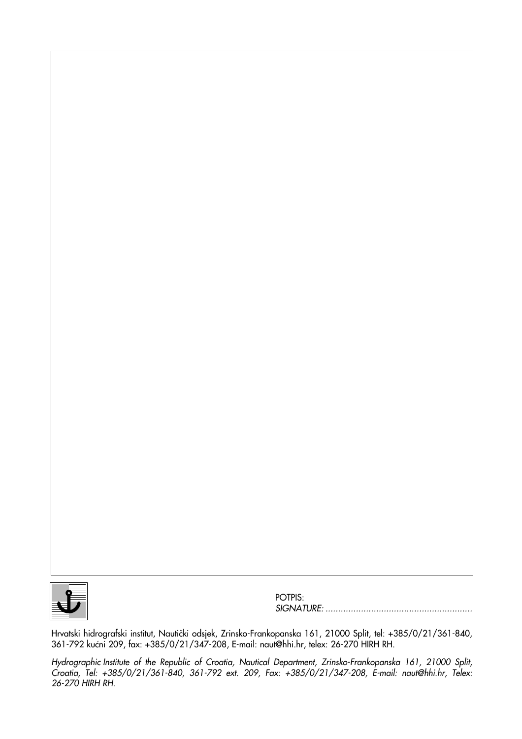POTPIS:
*SIGNATURE:* ..........................................................

Hrvatski hidrografski institut, Nautički odsjek, Zrinsko-Frankopanska 161, 21000 Split, tel: +385/0/21/361-840, 361-792 kućni 209, fax: +385/0/21/347-208, E-mail: naut@hhi.hr, telex: 26-270 HIRH RH.

*Hydrographic Institute of the Republic of Croatia, Nautical Department, Zrinsko-Frankopanska 161, 21000 Split, Croatia, Tel: +385/0/21/361-840, 361-792 ext. 209, Fax: +385/0/21/347-208, E-mail: naut@hhi.hr, Telex: 26-270 HIRH RH.*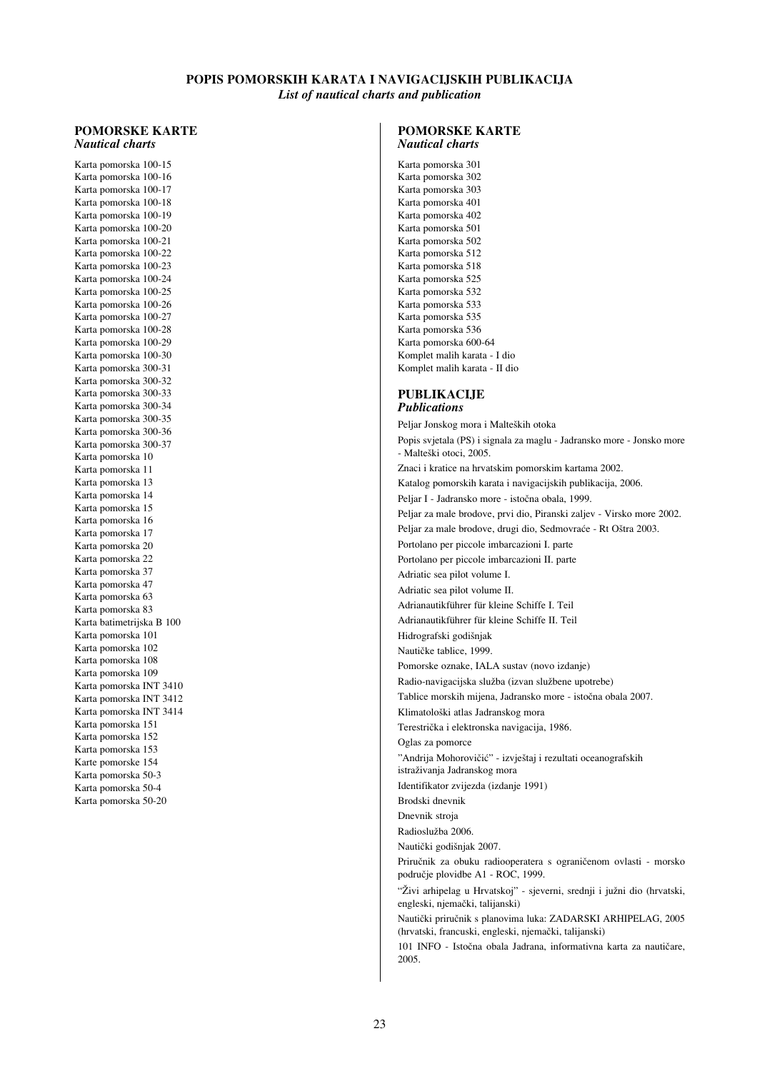# POPIS POMORSKIH KARATA I NAVIGACIJSKIH PUBLIKACIJA
*List of nautical charts and publication*

## POMORSKE KARTE
*Nautical charts*

Karta pomorska 100-15
Karta pomorska 100-16
Karta pomorska 100-17
Karta pomorska 100-18
Karta pomorska 100-19
Karta pomorska 100-20
Karta pomorska 100-21
Karta pomorska 100-22
Karta pomorska 100-23
Karta pomorska 100-24
Karta pomorska 100-25
Karta pomorska 100-26
Karta pomorska 100-27
Karta pomorska 100-28
Karta pomorska 100-29
Karta pomorska 100-30
Karta pomorska 300-31
Karta pomorska 300-32
Karta pomorska 300-33
Karta pomorska 300-34
Karta pomorska 300-35
Karta pomorska 300-36
Karta pomorska 300-37
Karta pomorska 10
Karta pomorska 11
Karta pomorska 13
Karta pomorska 14
Karta pomorska 15
Karta pomorska 16
Karta pomorska 17
Karta pomorska 20
Karta pomorska 22
Karta pomorska 37
Karta pomorska 47
Karta pomorska 63
Karta pomorska 83
Karta batimetrijska B 100
Karta pomorska 101
Karta pomorska 102
Karta pomorska 108
Karta pomorska 109
Karta pomorska INT 3410
Karta pomorska INT 3412
Karta pomorska INT 3414
Karta pomorska 151
Karta pomorska 152
Karta pomorska 153
Karte pomorske 154
Karta pomorska 50-3
Karta pomorska 50-4
Karta pomorska 50-20

## POMORSKE KARTE
*Nautical charts*

Karta pomorska 301
Karta pomorska 302
Karta pomorska 303
Karta pomorska 401
Karta pomorska 402
Karta pomorska 501
Karta pomorska 502
Karta pomorska 512
Karta pomorska 518
Karta pomorska 525
Karta pomorska 532
Karta pomorska 533
Karta pomorska 535
Karta pomorska 536
Karta pomorska 600-64
Komplet malih karata - I dio
Komplet malih karata - II dio

## PUBLIKACIJE
*Publications*

Peljar Jonskog mora i Malteških otoka

Popis svjetala (PS) i signala za maglu - Jadransko more - Jonsko more - Malteški otoci, 2005.

Znaci i kratice na hrvatskim pomorskim kartama 2002.

Katalog pomorskih karata i navigacijskih publikacija, 2006.

Peljar I - Jadransko more - istočna obala, 1999.

Peljar za male brodove, prvi dio, Piranski zaljev - Virsko more 2002.

Peljar za male brodove, drugi dio, Sedmovraće - Rt Oštra 2003.

Portolano per piccole imbarcazioni I. parte

Portolano per piccole imbarcazioni II. parte

Adriatic sea pilot volume I.

Adriatic sea pilot volume II.

Adrianautikführer für kleine Schiffe I. Teil

Adrianautikführer für kleine Schiffe II. Teil

Hidrografski godišnjak

Nautičke tablice, 1999.

Pomorske oznake, IALA sustav (novo izdanje)

Radio-navigacijska služba (izvan službene upotrebe)

Tablice morskih mijena, Jadransko more - istočna obala 2007.

Klimatološki atlas Jadranskog mora

Terestrička i elektronska navigacija, 1986.

Oglas za pomorce

"Andrija Mohorovičić" - izvještaj i rezultati oceanografskih istraživanja Jadranskog mora

Identifikator zvijezda (izdanje 1991)

Brodski dnevnik

Dnevnik stroja

Radioslužba 2006.

Nautički godišnjak 2007.

Priručnik za obuku radiooperatera s ograničenom ovlasti - morsko područje plovidbe A1 - ROC, 1999.

"Živi arhipelag u Hrvatskoj" - sjeverni, srednji i južni dio (hrvatski, engleski, njemački, talijanski)

Nautički priručnik s planovima luka: ZADARSKI ARHIPELAG, 2005 (hrvatski, francuski, engleski, njemački, talijanski)

101 INFO - Istočna obala Jadrana, informativna karta za nautičare, 2005.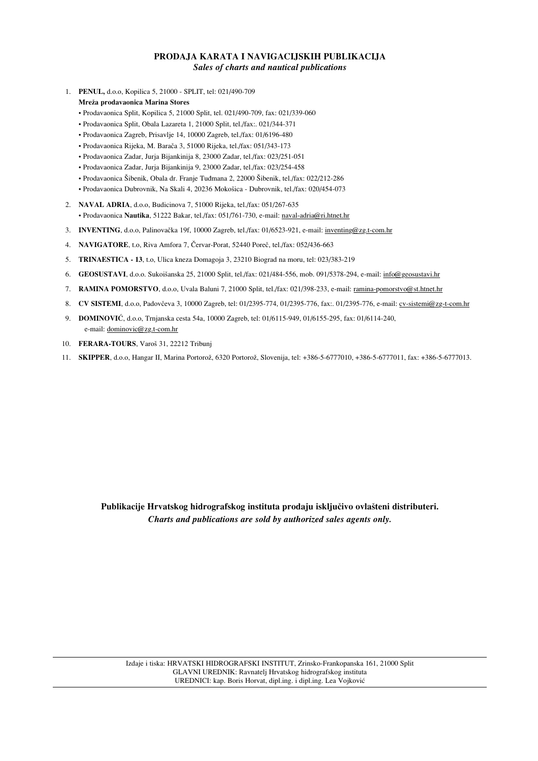## PRODAJA KARATA I NAVIGACIJSKIH PUBLIKACIJA

*Sales of charts and nautical publications*

1. **PENUL,** d.o.o, Kopilica 5, 21000 - SPLIT, tel: 021/490-709
   **Mreža prodavaonica Marina Stores**
   - Prodavaonica Split, Kopilica 5, 21000 Split, tel. 021/490-709, fax: 021/339-060
   - Prodavaonica Split, Obala Lazareta 1, 21000 Split, tel./fax:. 021/344-371
   - Prodavaonica Zagreb, Prisavlje 14, 10000 Zagreb, tel./fax: 01/6196-480
   - Prodavaonica Rijeka, M. Barača 3, 51000 Rijeka, tel./fax: 051/343-173
   - Prodavaonica Zadar, Jurja Bijankinija 8, 23000 Zadar, tel./fax: 023/251-051
   - Prodavaonica Zadar, Jurja Bijankinija 9, 23000 Zadar, tel./fax: 023/254-458
   - Prodavaonica Šibenik, Obala dr. Franje Tuđmana 2, 22000 Šibenik, tel./fax: 022/212-286
   - Prodavaonica Dubrovnik, Na Skali 4, 20236 Mokošica - Dubrovnik, tel./fax: 020/454-073
2. **NAVAL ADRIA**, d.o.o, Budicinova 7, 51000 Rijeka, tel./fax: 051/267-635
   - Prodavaonica **Nautika**, 51222 Bakar, tel./fax: 051/761-730, e-mail: naval-adria@ri.htnet.hr
3. **INVENTING**, d.o.o, Palinovačka 19f, 10000 Zagreb, tel./fax: 01/6523-921, e-mail: inventing@zg.t-com.hr
4. **NAVIGATORE**, t.o, Riva Amfora 7, Červar-Porat, 52440 Poreč, tel./fax: 052/436-663
5. **TRINAESTICA - 13**, t.o, Ulica kneza Domagoja 3, 23210 Biograd na moru, tel: 023/383-219
6. **GEOSUSTAVI**, d.o.o. Sukoišanska 25, 21000 Split, tel./fax: 021/484-556, mob. 091/5378-294, e-mail: info@geosustavi.hr
7. **RAMINA POMORSTVO**, d.o.o, Uvala Baluni 7, 21000 Split, tel./fax: 021/398-233, e-mail: ramina-pomorstvo@st.htnet.hr
8. **CV SISTEMI**, d.o.o, Padovčeva 3, 10000 Zagreb, tel: 01/2395-774, 01/2395-776, fax:. 01/2395-776, e-mail: cv-sistemi@zg-t-com.hr
9. **DOMINOVIĆ**, d.o.o, Trnjanska cesta 54a, 10000 Zagreb, tel: 01/6115-949, 01/6155-295, fax: 01/6114-240, e-mail: dominovic@zg.t-com.hr
10. **FERARA-TOURS**, Varoš 31, 22212 Tribunj
11. **SKIPPER**, d.o.o, Hangar II, Marina Portorož, 6320 Portorož, Slovenija, tel: +386-5-6777010, +386-5-6777011, fax: +386-5-6777013.

**Publikacije Hrvatskog hidrografskog instituta prodaju isključivo ovlašteni distributeri.**
***Charts and publications are sold by authorized sales agents only.***

---

Izdaje i tiska: HRVATSKI HIDROGRAFSKI INSTITUT, Zrinsko-Frankopanska 161, 21000 Split
GLAVNI UREDNIK: Ravnatelj Hrvatskog hidrografskog instituta
UREDNICI: kap. Boris Horvat, dipl.ing. i dipl.ing. Lea Vojković